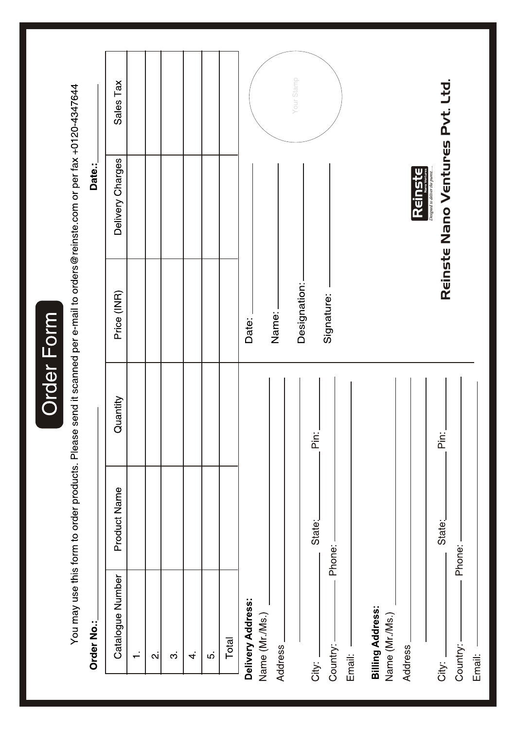# Order Form

You may use this form to order products. Please send it scanned per e-mail to orders@reinste.com or per fax +0120-4347644

**Order No.:** ____________ **Date.:** ____________

| Catalogue Number | Product Name | Quantity | Price (INR) | Delivery Charges | Sales Tax |
|---|---|---|---|---|---|
| 1. | | | | | |
| 2. | | | | | |
| 3. | | | | | |
| 4. | | | | | |
| 5. | | | | | |
| Total | | | | | |

**Delivery Address:**

Name (Mr./Ms.) ____________

Address ____________

City: ____________ State: ____________ Pin: ____________

Country: ____________ Phone: ____________

Email: ____________

**Billing Address:**

Name (Mr./Ms.) ____________

Address ____________

City: ____________ State: ____________ Pin: ____________

Country: ____________ Phone: ____________

Email: ____________

Date: ____________

Name: ____________

Designation: ____________

Signature: ____________

Your Stamp

Reinste Nano Ventures

*Designed to deliver the purest....*

**Reinste Nano Ventures Pvt. Ltd.**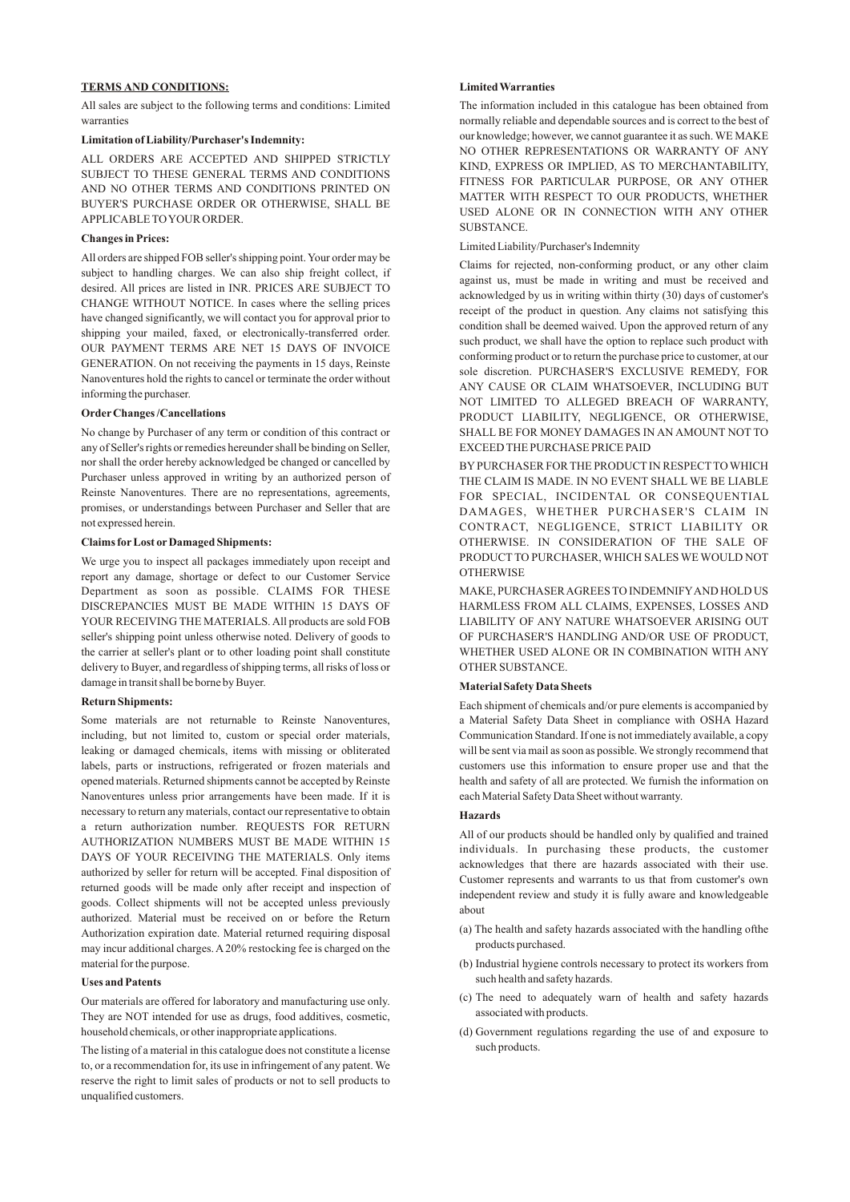**TERMS AND CONDITIONS:**

All sales are subject to the following terms and conditions: Limited warranties

**Limitation of Liability/Purchaser's Indemnity:**

ALL ORDERS ARE ACCEPTED AND SHIPPED STRICTLY SUBJECT TO THESE GENERAL TERMS AND CONDITIONS AND NO OTHER TERMS AND CONDITIONS PRINTED ON BUYER'S PURCHASE ORDER OR OTHERWISE, SHALL BE APPLICABLE TO YOUR ORDER.

**Changes in Prices:**

All orders are shipped FOB seller's shipping point. Your order may be subject to handling charges. We can also ship freight collect, if desired. All prices are listed in INR. PRICES ARE SUBJECT TO CHANGE WITHOUT NOTICE. In cases where the selling prices have changed significantly, we will contact you for approval prior to shipping your mailed, faxed, or electronically-transferred order. OUR PAYMENT TERMS ARE NET 15 DAYS OF INVOICE GENERATION. On not receiving the payments in 15 days, Reinste Nanoventures hold the rights to cancel or terminate the order without informing the purchaser.

**Order Changes /Cancellations**

No change by Purchaser of any term or condition of this contract or any of Seller's rights or remedies hereunder shall be binding on Seller, nor shall the order hereby acknowledged be changed or cancelled by Purchaser unless approved in writing by an authorized person of Reinste Nanoventures. There are no representations, agreements, promises, or understandings between Purchaser and Seller that are not expressed herein.

**Claims for Lost or Damaged Shipments:**

We urge you to inspect all packages immediately upon receipt and report any damage, shortage or defect to our Customer Service Department as soon as possible. CLAIMS FOR THESE DISCREPANCIES MUST BE MADE WITHIN 15 DAYS OF YOUR RECEIVING THE MATERIALS. All products are sold FOB seller's shipping point unless otherwise noted. Delivery of goods to the carrier at seller's plant or to other loading point shall constitute delivery to Buyer, and regardless of shipping terms, all risks of loss or damage in transit shall be borne by Buyer.

**Return Shipments:**

Some materials are not returnable to Reinste Nanoventures, including, but not limited to, custom or special order materials, leaking or damaged chemicals, items with missing or obliterated labels, parts or instructions, refrigerated or frozen materials and opened materials. Returned shipments cannot be accepted by Reinste Nanoventures unless prior arrangements have been made. If it is necessary to return any materials, contact our representative to obtain a return authorization number. REQUESTS FOR RETURN AUTHORIZATION NUMBERS MUST BE MADE WITHIN 15 DAYS OF YOUR RECEIVING THE MATERIALS. Only items authorized by seller for return will be accepted. Final disposition of returned goods will be made only after receipt and inspection of goods. Collect shipments will not be accepted unless previously authorized. Material must be received on or before the Return Authorization expiration date. Material returned requiring disposal may incur additional charges. A 20% restocking fee is charged on the material for the purpose.

**Uses and Patents**

Our materials are offered for laboratory and manufacturing use only. They are NOT intended for use as drugs, food additives, cosmetic, household chemicals, or other inappropriate applications.

The listing of a material in this catalogue does not constitute a license to, or a recommendation for, its use in infringement of any patent. We reserve the right to limit sales of products or not to sell products to unqualified customers.

**Limited Warranties**

The information included in this catalogue has been obtained from normally reliable and dependable sources and is correct to the best of our knowledge; however, we cannot guarantee it as such. WE MAKE NO OTHER REPRESENTATIONS OR WARRANTY OF ANY KIND, EXPRESS OR IMPLIED, AS TO MERCHANTABILITY, FITNESS FOR PARTICULAR PURPOSE, OR ANY OTHER MATTER WITH RESPECT TO OUR PRODUCTS, WHETHER USED ALONE OR IN CONNECTION WITH ANY OTHER SUBSTANCE.

Limited Liability/Purchaser's Indemnity

Claims for rejected, non-conforming product, or any other claim against us, must be made in writing and must be received and acknowledged by us in writing within thirty (30) days of customer's receipt of the product in question. Any claims not satisfying this condition shall be deemed waived. Upon the approved return of any such product, we shall have the option to replace such product with conforming product or to return the purchase price to customer, at our sole discretion. PURCHASER'S EXCLUSIVE REMEDY, FOR ANY CAUSE OR CLAIM WHATSOEVER, INCLUDING BUT NOT LIMITED TO ALLEGED BREACH OF WARRANTY, PRODUCT LIABILITY, NEGLIGENCE, OR OTHERWISE, SHALL BE FOR MONEY DAMAGES IN AN AMOUNT NOT TO EXCEED THE PURCHASE PRICE PAID

BY PURCHASER FOR THE PRODUCT IN RESPECT TO WHICH THE CLAIM IS MADE. IN NO EVENT SHALL WE BE LIABLE FOR SPECIAL, INCIDENTAL OR CONSEQUENTIAL DAMAGES, WHETHER PURCHASER'S CLAIM IN CONTRACT, NEGLIGENCE, STRICT LIABILITY OR OTHERWISE. IN CONSIDERATION OF THE SALE OF PRODUCT TO PURCHASER, WHICH SALES WE WOULD NOT OTHERWISE

MAKE, PURCHASER AGREES TO INDEMNIFY AND HOLD US HARMLESS FROM ALL CLAIMS, EXPENSES, LOSSES AND LIABILITY OF ANY NATURE WHATSOEVER ARISING OUT OF PURCHASER'S HANDLING AND/OR USE OF PRODUCT, WHETHER USED ALONE OR IN COMBINATION WITH ANY OTHER SUBSTANCE.

**Material Safety Data Sheets**

Each shipment of chemicals and/or pure elements is accompanied by a Material Safety Data Sheet in compliance with OSHA Hazard Communication Standard. If one is not immediately available, a copy will be sent via mail as soon as possible. We strongly recommend that customers use this information to ensure proper use and that the health and safety of all are protected. We furnish the information on each Material Safety Data Sheet without warranty.

**Hazards**

All of our products should be handled only by qualified and trained individuals. In purchasing these products, the customer acknowledges that there are hazards associated with their use. Customer represents and warrants to us that from customer's own independent review and study it is fully aware and knowledgeable about

(a) The health and safety hazards associated with the handling ofthe products purchased.

(b) Industrial hygiene controls necessary to protect its workers from such health and safety hazards.

(c) The need to adequately warn of health and safety hazards associated with products.

(d) Government regulations regarding the use of and exposure to such products.